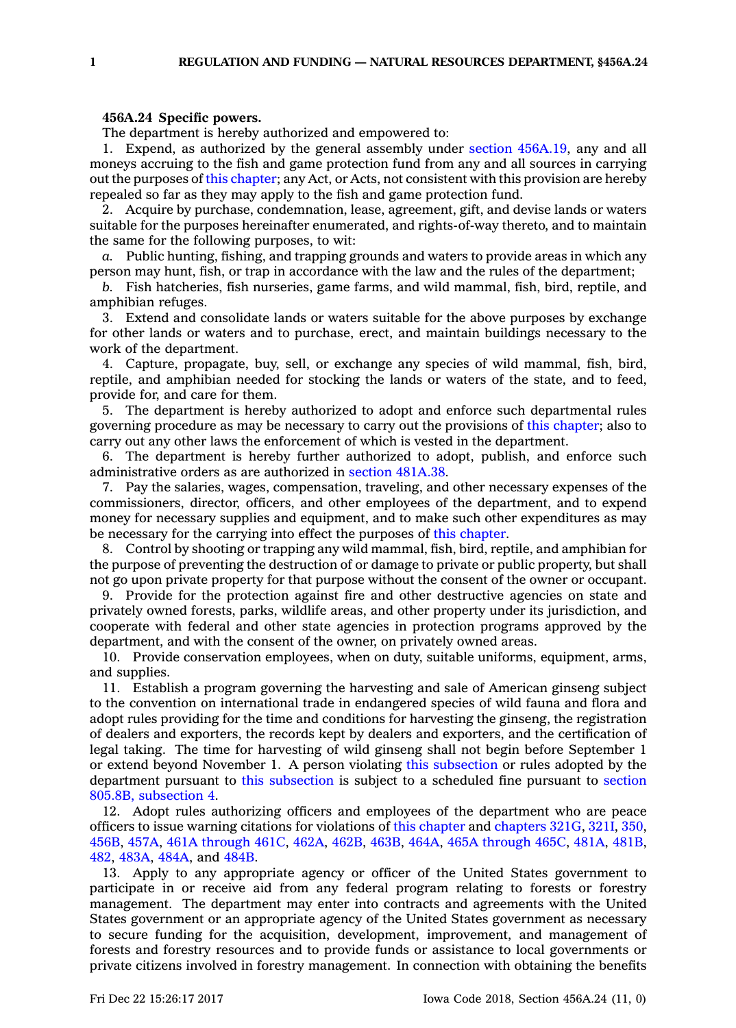**456A.24 Specific powers.**

The department is hereby authorized and empowered to:

1. Expend, as authorized by the general assembly under section 456A.19, any and all moneys accruing to the fish and game protection fund from any and all sources in carrying out the purposes of this chapter; any Act, or Acts, not consistent with this provision are hereby repealed so far as they may apply to the fish and game protection fund.

2. Acquire by purchase, condemnation, lease, agreement, gift, and devise lands or waters suitable for the purposes hereinafter enumerated, and rights-of-way thereto, and to maintain the same for the following purposes, to wit:

*a.* Public hunting, fishing, and trapping grounds and waters to provide areas in which any person may hunt, fish, or trap in accordance with the law and the rules of the department;

*b.* Fish hatcheries, fish nurseries, game farms, and wild mammal, fish, bird, reptile, and amphibian refuges.

3. Extend and consolidate lands or waters suitable for the above purposes by exchange for other lands or waters and to purchase, erect, and maintain buildings necessary to the work of the department.

4. Capture, propagate, buy, sell, or exchange any species of wild mammal, fish, bird, reptile, and amphibian needed for stocking the lands or waters of the state, and to feed, provide for, and care for them.

5. The department is hereby authorized to adopt and enforce such departmental rules governing procedure as may be necessary to carry out the provisions of this chapter; also to carry out any other laws the enforcement of which is vested in the department.

6. The department is hereby further authorized to adopt, publish, and enforce such administrative orders as are authorized in section 481A.38.

7. Pay the salaries, wages, compensation, traveling, and other necessary expenses of the commissioners, director, officers, and other employees of the department, and to expend money for necessary supplies and equipment, and to make such other expenditures as may be necessary for the carrying into effect the purposes of this chapter.

8. Control by shooting or trapping any wild mammal, fish, bird, reptile, and amphibian for the purpose of preventing the destruction of or damage to private or public property, but shall not go upon private property for that purpose without the consent of the owner or occupant.

9. Provide for the protection against fire and other destructive agencies on state and privately owned forests, parks, wildlife areas, and other property under its jurisdiction, and cooperate with federal and other state agencies in protection programs approved by the department, and with the consent of the owner, on privately owned areas.

10. Provide conservation employees, when on duty, suitable uniforms, equipment, arms, and supplies.

11. Establish a program governing the harvesting and sale of American ginseng subject to the convention on international trade in endangered species of wild fauna and flora and adopt rules providing for the time and conditions for harvesting the ginseng, the registration of dealers and exporters, the records kept by dealers and exporters, and the certification of legal taking. The time for harvesting of wild ginseng shall not begin before September 1 or extend beyond November 1. A person violating this subsection or rules adopted by the department pursuant to this subsection is subject to a scheduled fine pursuant to section 805.8B, subsection 4.

12. Adopt rules authorizing officers and employees of the department who are peace officers to issue warning citations for violations of this chapter and chapters 321G, 321I, 350, 456B, 457A, 461A through 461C, 462A, 462B, 463B, 464A, 465A through 465C, 481A, 481B, 482, 483A, 484A, and 484B.

13. Apply to any appropriate agency or officer of the United States government to participate in or receive aid from any federal program relating to forests or forestry management. The department may enter into contracts and agreements with the United States government or an appropriate agency of the United States government as necessary to secure funding for the acquisition, development, improvement, and management of forests and forestry resources and to provide funds or assistance to local governments or private citizens involved in forestry management. In connection with obtaining the benefits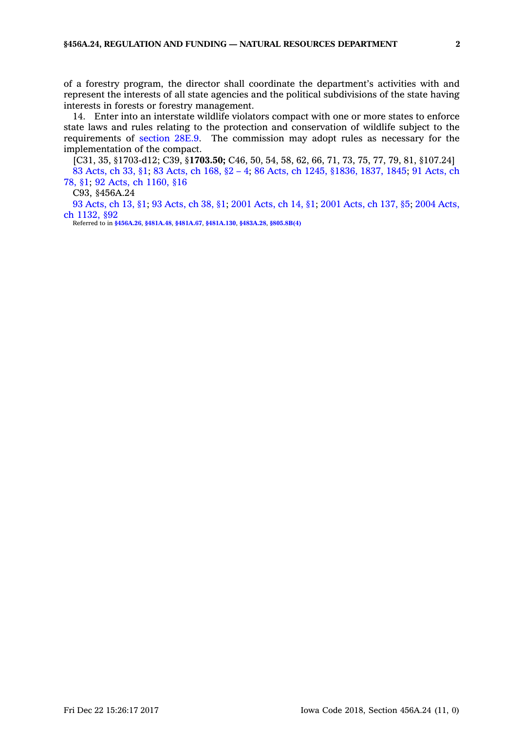of a forestry program, the director shall coordinate the department's activities with and represent the interests of all state agencies and the political subdivisions of the state having interests in forests or forestry management.

14. Enter into an interstate wildlife violators compact with one or more states to enforce state laws and rules relating to the protection and conservation of wildlife subject to the requirements of section 28E.9. The commission may adopt rules as necessary for the implementation of the compact.

[C31, 35, §1703-d12; C39, §**1703.50;** C46, 50, 54, 58, 62, 66, 71, 73, 75, 77, 79, 81, §107.24]

83 Acts, ch 33, §1; 83 Acts, ch 168, §2 – 4; 86 Acts, ch 1245, §1836, 1837, 1845; 91 Acts, ch 78, §1; 92 Acts, ch 1160, §16

C93, §456A.24

93 Acts, ch 13, §1; 93 Acts, ch 38, §1; 2001 Acts, ch 14, §1; 2001 Acts, ch 137, §5; 2004 Acts, ch 1132, §92

Referred to in **§456A.26**, **§481A.48**, **§481A.67**, **§481A.130**, **§483A.28**, **§805.8B(4)**